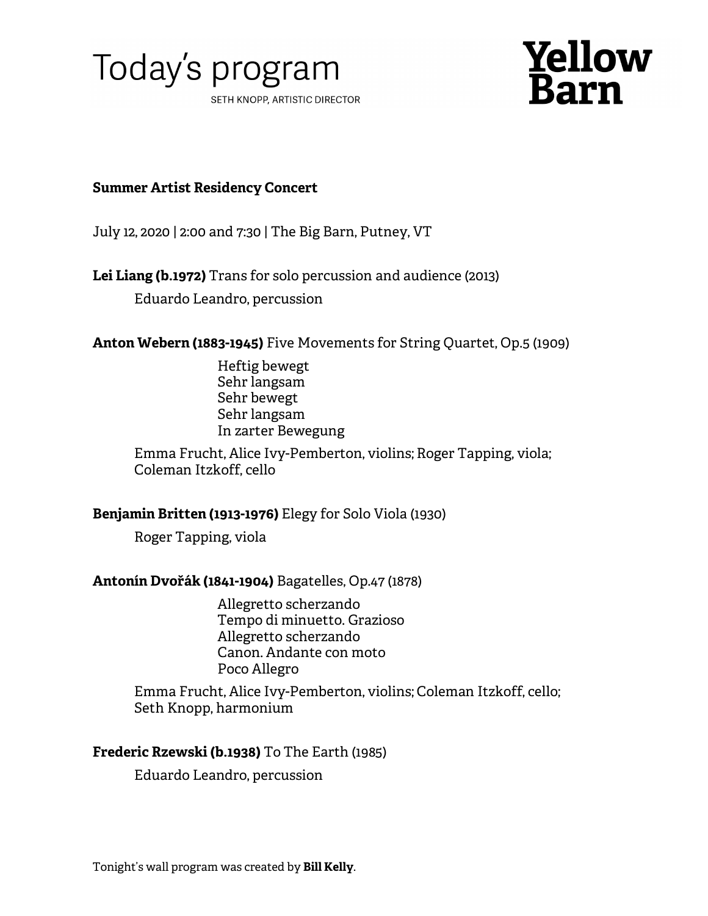# Today's program

SETH KNOPP, ARTISTIC DIRECTOR

**Yellow Barn**

**Summer Artist Residency Concert**

July 12, 2020 | 2:00 and 7:30 | The Big Barn, Putney, VT

**Lei Liang (b.1972)** Trans for solo percussion and audience (2013)

Eduardo Leandro, percussion

**Anton Webern (1883-1945)** Five Movements for String Quartet, Op.5 (1909)

Heftig bewegt
Sehr langsam
Sehr bewegt
Sehr langsam
In zarter Bewegung

Emma Frucht, Alice Ivy-Pemberton, violins; Roger Tapping, viola; Coleman Itzkoff, cello

**Benjamin Britten (1913-1976)** Elegy for Solo Viola (1930)

Roger Tapping, viola

**Antonín Dvořák (1841-1904)** Bagatelles, Op.47 (1878)

Allegretto scherzando
Tempo di minuetto. Grazioso
Allegretto scherzando
Canon. Andante con moto
Poco Allegro

Emma Frucht, Alice Ivy-Pemberton, violins; Coleman Itzkoff, cello; Seth Knopp, harmonium

**Frederic Rzewski (b.1938)** To The Earth (1985)

Eduardo Leandro, percussion

Tonight's wall program was created by **Bill Kelly**.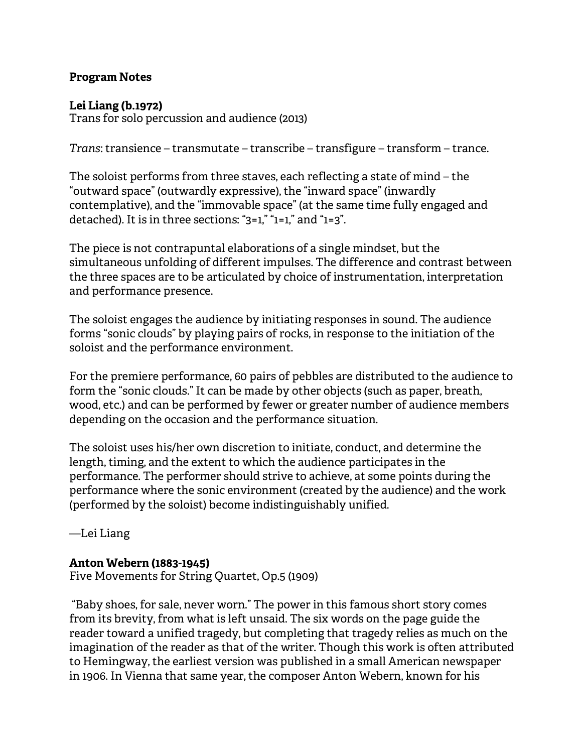**Program Notes**

**Lei Liang (b.1972)**
Trans for solo percussion and audience (2013)

*Trans*: transience – transmutate – transcribe – transfigure – transform – trance.

The soloist performs from three staves, each reflecting a state of mind – the "outward space" (outwardly expressive), the "inward space" (inwardly contemplative), and the "immovable space" (at the same time fully engaged and detached). It is in three sections: "3=1," "1=1," and "1=3".

The piece is not contrapuntal elaborations of a single mindset, but the simultaneous unfolding of different impulses. The difference and contrast between the three spaces are to be articulated by choice of instrumentation, interpretation and performance presence.

The soloist engages the audience by initiating responses in sound. The audience forms "sonic clouds" by playing pairs of rocks, in response to the initiation of the soloist and the performance environment.

For the premiere performance, 60 pairs of pebbles are distributed to the audience to form the "sonic clouds." It can be made by other objects (such as paper, breath, wood, etc.) and can be performed by fewer or greater number of audience members depending on the occasion and the performance situation.

The soloist uses his/her own discretion to initiate, conduct, and determine the length, timing, and the extent to which the audience participates in the performance. The performer should strive to achieve, at some points during the performance where the sonic environment (created by the audience) and the work (performed by the soloist) become indistinguishably unified.

—Lei Liang

**Anton Webern (1883-1945)**
Five Movements for String Quartet, Op.5 (1909)

"Baby shoes, for sale, never worn." The power in this famous short story comes from its brevity, from what is left unsaid. The six words on the page guide the reader toward a unified tragedy, but completing that tragedy relies as much on the imagination of the reader as that of the writer. Though this work is often attributed to Hemingway, the earliest version was published in a small American newspaper in 1906. In Vienna that same year, the composer Anton Webern, known for his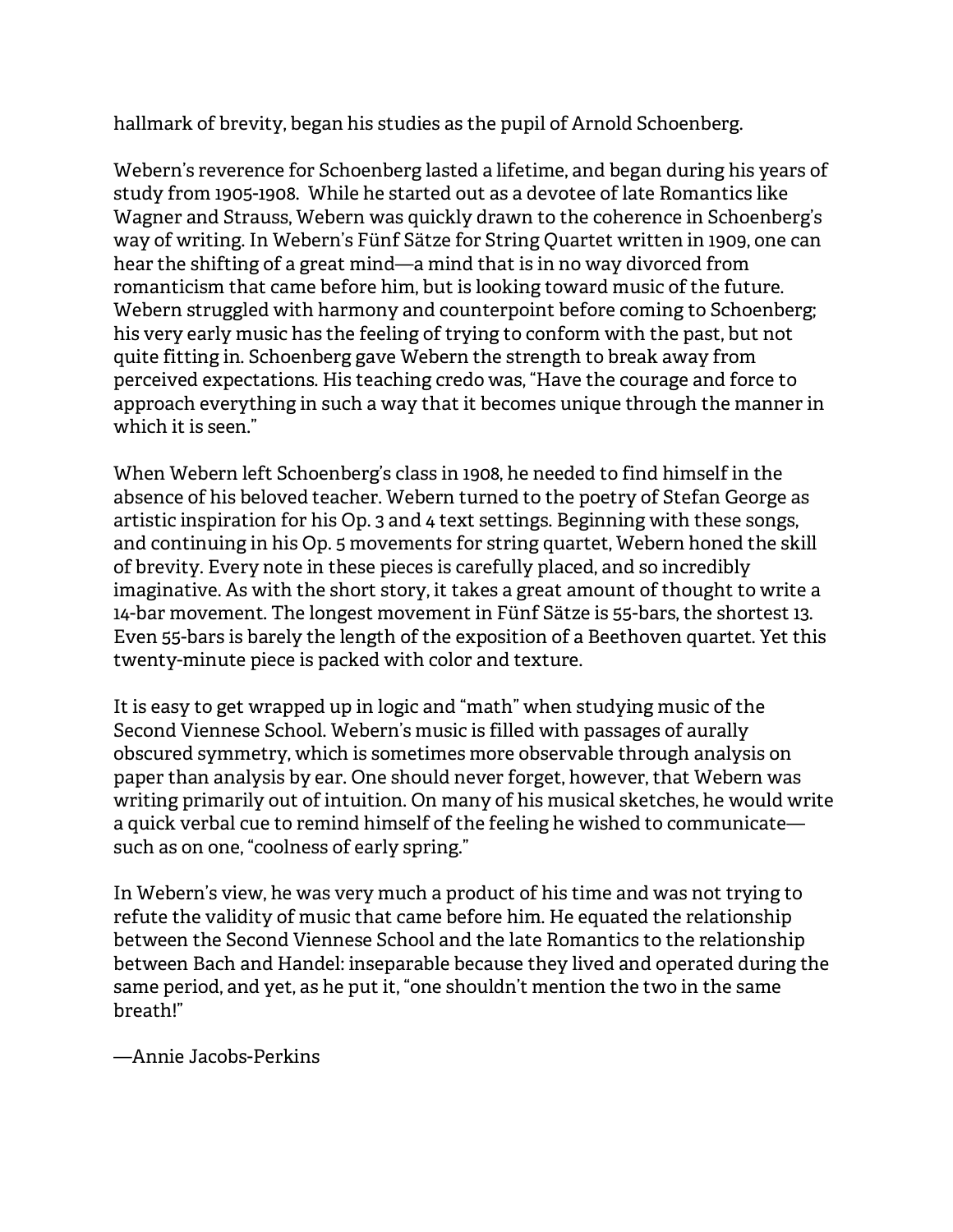hallmark of brevity, began his studies as the pupil of Arnold Schoenberg.

Webern's reverence for Schoenberg lasted a lifetime, and began during his years of study from 1905-1908.  While he started out as a devotee of late Romantics like Wagner and Strauss, Webern was quickly drawn to the coherence in Schoenberg's way of writing. In Webern's Fünf Sätze for String Quartet written in 1909, one can hear the shifting of a great mind—a mind that is in no way divorced from romanticism that came before him, but is looking toward music of the future. Webern struggled with harmony and counterpoint before coming to Schoenberg; his very early music has the feeling of trying to conform with the past, but not quite fitting in. Schoenberg gave Webern the strength to break away from perceived expectations. His teaching credo was, "Have the courage and force to approach everything in such a way that it becomes unique through the manner in which it is seen."

When Webern left Schoenberg's class in 1908, he needed to find himself in the absence of his beloved teacher. Webern turned to the poetry of Stefan George as artistic inspiration for his Op. 3 and 4 text settings. Beginning with these songs, and continuing in his Op. 5 movements for string quartet, Webern honed the skill of brevity. Every note in these pieces is carefully placed, and so incredibly imaginative. As with the short story, it takes a great amount of thought to write a 14-bar movement. The longest movement in Fünf Sätze is 55-bars, the shortest 13. Even 55-bars is barely the length of the exposition of a Beethoven quartet. Yet this twenty-minute piece is packed with color and texture.

It is easy to get wrapped up in logic and "math" when studying music of the Second Viennese School. Webern's music is filled with passages of aurally obscured symmetry, which is sometimes more observable through analysis on paper than analysis by ear. One should never forget, however, that Webern was writing primarily out of intuition. On many of his musical sketches, he would write a quick verbal cue to remind himself of the feeling he wished to communicate—such as on one, "coolness of early spring."

In Webern's view, he was very much a product of his time and was not trying to refute the validity of music that came before him. He equated the relationship between the Second Viennese School and the late Romantics to the relationship between Bach and Handel: inseparable because they lived and operated during the same period, and yet, as he put it, "one shouldn't mention the two in the same breath!"

—Annie Jacobs-Perkins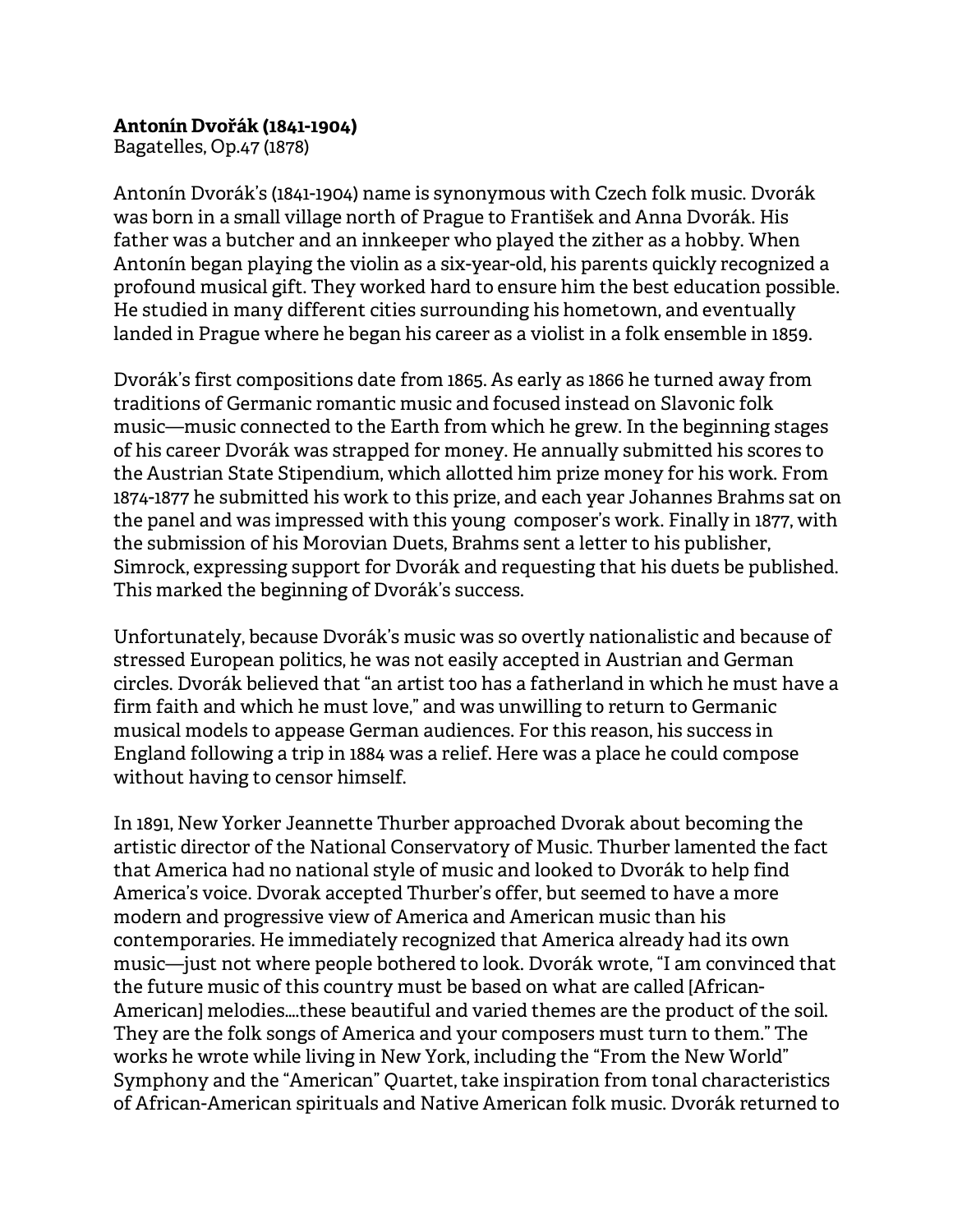**Antonín Dvořák (1841-1904)**
Bagatelles, Op.47 (1878)

Antonín Dvorák's (1841-1904) name is synonymous with Czech folk music. Dvorák was born in a small village north of Prague to František and Anna Dvorák. His father was a butcher and an innkeeper who played the zither as a hobby. When Antonín began playing the violin as a six-year-old, his parents quickly recognized a profound musical gift. They worked hard to ensure him the best education possible. He studied in many different cities surrounding his hometown, and eventually landed in Prague where he began his career as a violist in a folk ensemble in 1859.

Dvorák's first compositions date from 1865. As early as 1866 he turned away from traditions of Germanic romantic music and focused instead on Slavonic folk music—music connected to the Earth from which he grew. In the beginning stages of his career Dvorák was strapped for money. He annually submitted his scores to the Austrian State Stipendium, which allotted him prize money for his work. From 1874-1877 he submitted his work to this prize, and each year Johannes Brahms sat on the panel and was impressed with this young composer's work. Finally in 1877, with the submission of his Morovian Duets, Brahms sent a letter to his publisher, Simrock, expressing support for Dvorák and requesting that his duets be published. This marked the beginning of Dvorák's success.

Unfortunately, because Dvorák's music was so overtly nationalistic and because of stressed European politics, he was not easily accepted in Austrian and German circles. Dvorák believed that "an artist too has a fatherland in which he must have a firm faith and which he must love," and was unwilling to return to Germanic musical models to appease German audiences. For this reason, his success in England following a trip in 1884 was a relief. Here was a place he could compose without having to censor himself.

In 1891, New Yorker Jeannette Thurber approached Dvorak about becoming the artistic director of the National Conservatory of Music. Thurber lamented the fact that America had no national style of music and looked to Dvorák to help find America's voice. Dvorak accepted Thurber's offer, but seemed to have a more modern and progressive view of America and American music than his contemporaries. He immediately recognized that America already had its own music—just not where people bothered to look. Dvorák wrote, "I am convinced that the future music of this country must be based on what are called [African-American] melodies....these beautiful and varied themes are the product of the soil. They are the folk songs of America and your composers must turn to them." The works he wrote while living in New York, including the "From the New World" Symphony and the "American" Quartet, take inspiration from tonal characteristics of African-American spirituals and Native American folk music. Dvorák returned to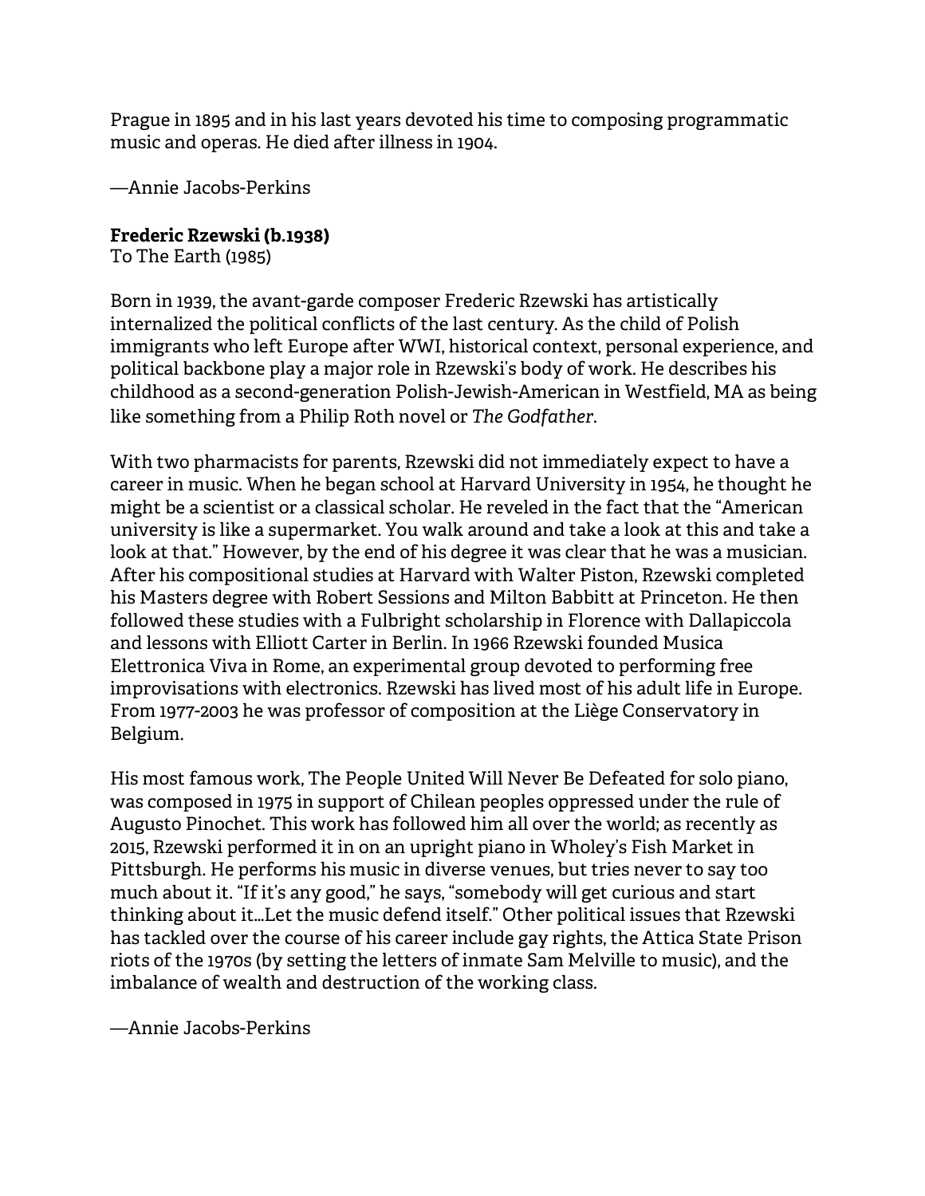Prague in 1895 and in his last years devoted his time to composing programmatic music and operas. He died after illness in 1904.

—Annie Jacobs-Perkins

**Frederic Rzewski (b.1938)**
To The Earth (1985)

Born in 1939, the avant-garde composer Frederic Rzewski has artistically internalized the political conflicts of the last century. As the child of Polish immigrants who left Europe after WWI, historical context, personal experience, and political backbone play a major role in Rzewski's body of work. He describes his childhood as a second-generation Polish-Jewish-American in Westfield, MA as being like something from a Philip Roth novel or *The Godfather*.

With two pharmacists for parents, Rzewski did not immediately expect to have a career in music. When he began school at Harvard University in 1954, he thought he might be a scientist or a classical scholar. He reveled in the fact that the "American university is like a supermarket. You walk around and take a look at this and take a look at that." However, by the end of his degree it was clear that he was a musician. After his compositional studies at Harvard with Walter Piston, Rzewski completed his Masters degree with Robert Sessions and Milton Babbitt at Princeton. He then followed these studies with a Fulbright scholarship in Florence with Dallapiccola and lessons with Elliott Carter in Berlin. In 1966 Rzewski founded Musica Elettronica Viva in Rome, an experimental group devoted to performing free improvisations with electronics. Rzewski has lived most of his adult life in Europe. From 1977-2003 he was professor of composition at the Liège Conservatory in Belgium.

His most famous work, The People United Will Never Be Defeated for solo piano, was composed in 1975 in support of Chilean peoples oppressed under the rule of Augusto Pinochet. This work has followed him all over the world; as recently as 2015, Rzewski performed it in on an upright piano in Wholey's Fish Market in Pittsburgh. He performs his music in diverse venues, but tries never to say too much about it. "If it's any good," he says, "somebody will get curious and start thinking about it…Let the music defend itself." Other political issues that Rzewski has tackled over the course of his career include gay rights, the Attica State Prison riots of the 1970s (by setting the letters of inmate Sam Melville to music), and the imbalance of wealth and destruction of the working class.

—Annie Jacobs-Perkins